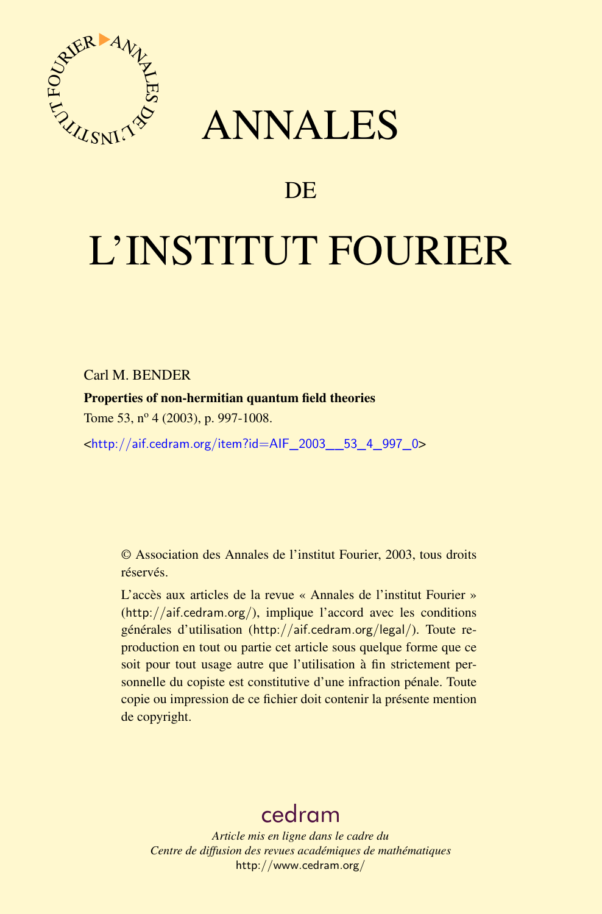# ANNALES

## DE

# L'INSTITUT FOURIER

Carl M. BENDER

**Properties of non-hermitian quantum field theories**

Tome 53, n° 4 (2003), p. 997-1008.

<http://aif.cedram.org/item?id=AIF_2003__53_4_997_0>

© Association des Annales de l'institut Fourier, 2003, tous droits réservés.

L'accès aux articles de la revue « Annales de l'institut Fourier » (http://aif.cedram.org/), implique l'accord avec les conditions générales d'utilisation (http://aif.cedram.org/legal/). Toute reproduction en tout ou partie cet article sous quelque forme que ce soit pour tout usage autre que l'utilisation à fin strictement personnelle du copiste est constitutive d'une infraction pénale. Toute copie ou impression de ce fichier doit contenir la présente mention de copyright.

cedram

*Article mis en ligne dans le cadre du*
*Centre de diffusion des revues académiques de mathématiques*
http://www.cedram.org/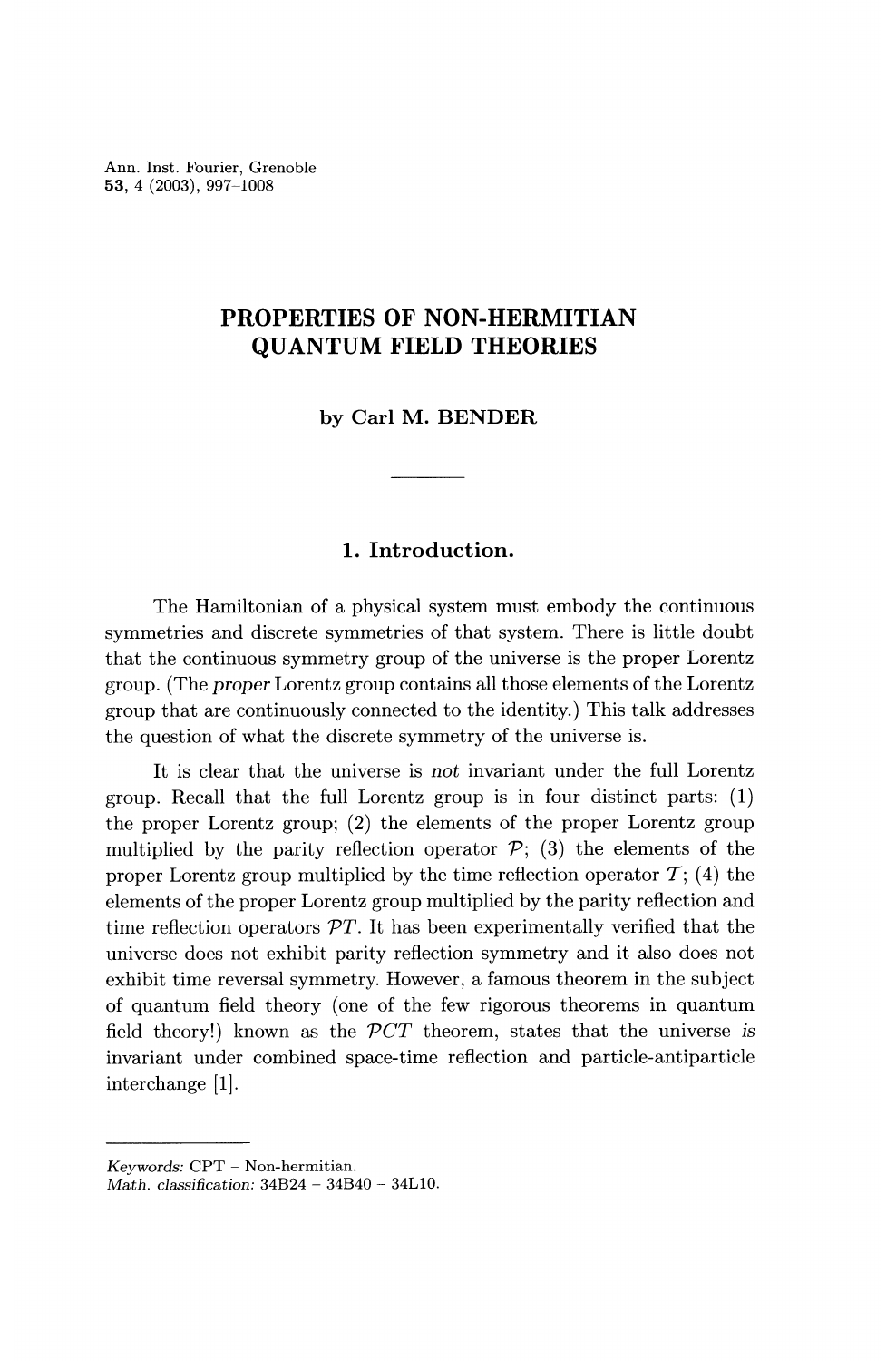# PROPERTIES OF NON-HERMITIAN QUANTUM FIELD THEORIES

**by Carl M. BENDER**

## 1. Introduction.

The Hamiltonian of a physical system must embody the continuous symmetries and discrete symmetries of that system. There is little doubt that the continuous symmetry group of the universe is the proper Lorentz group. (The *proper* Lorentz group contains all those elements of the Lorentz group that are continuously connected to the identity.) This talk addresses the question of what the discrete symmetry of the universe is.

It is clear that the universe is *not* invariant under the full Lorentz group. Recall that the full Lorentz group is in four distinct parts: (1) the proper Lorentz group; (2) the elements of the proper Lorentz group multiplied by the parity reflection operator $\mathcal{P}$; (3) the elements of the proper Lorentz group multiplied by the time reflection operator $\mathcal{T}$; (4) the elements of the proper Lorentz group multiplied by the parity reflection and time reflection operators $\mathcal{PT}$. It has been experimentally verified that the universe does not exhibit parity reflection symmetry and it also does not exhibit time reversal symmetry. However, a famous theorem in the subject of quantum field theory (one of the few rigorous theorems in quantum field theory!) known as the $\mathcal{PCT}$ theorem, states that the universe *is* invariant under combined space-time reflection and particle-antiparticle interchange [1].

---

*Keywords:* CPT – Non-hermitian.
*Math. classification:* 34B24 – 34B40 – 34L10.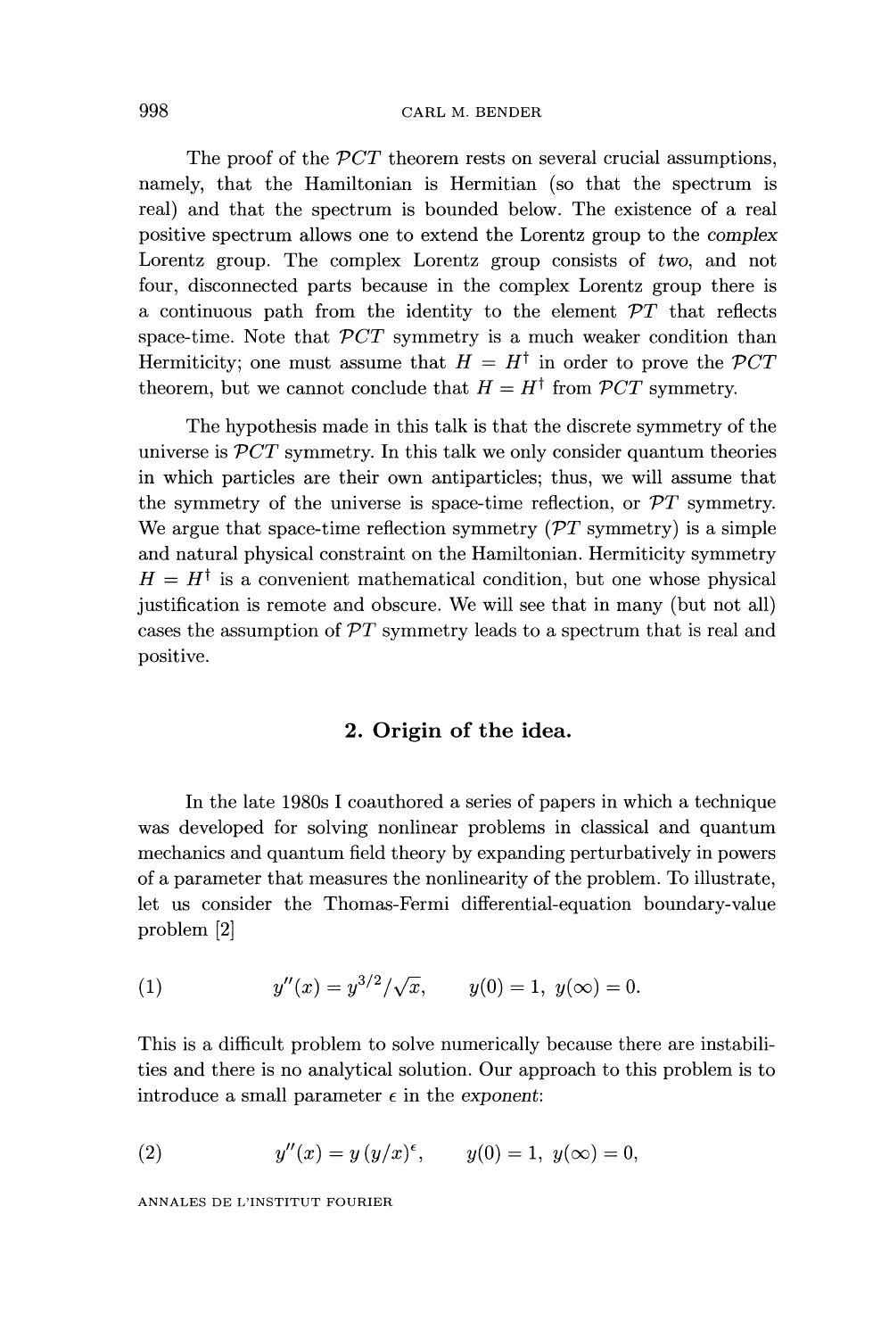The proof of the $\mathcal{PCT}$ theorem rests on several crucial assumptions, namely, that the Hamiltonian is Hermitian (so that the spectrum is real) and that the spectrum is bounded below. The existence of a real positive spectrum allows one to extend the Lorentz group to the *complex* Lorentz group. The complex Lorentz group consists of *two*, and not four, disconnected parts because in the complex Lorentz group there is a continuous path from the identity to the element $\mathcal{PT}$ that reflects space-time. Note that $\mathcal{PCT}$ symmetry is a much weaker condition than Hermiticity; one must assume that $H = H^\dagger$ in order to prove the $\mathcal{PCT}$ theorem, but we cannot conclude that $H = H^\dagger$ from $\mathcal{PCT}$ symmetry.

The hypothesis made in this talk is that the discrete symmetry of the universe is $\mathcal{PCT}$ symmetry. In this talk we only consider quantum theories in which particles are their own antiparticles; thus, we will assume that the symmetry of the universe is space-time reflection, or $\mathcal{PT}$ symmetry. We argue that space-time reflection symmetry ($\mathcal{PT}$ symmetry) is a simple and natural physical constraint on the Hamiltonian. Hermiticity symmetry $H = H^\dagger$ is a convenient mathematical condition, but one whose physical justification is remote and obscure. We will see that in many (but not all) cases the assumption of $\mathcal{PT}$ symmetry leads to a spectrum that is real and positive.

## 2. Origin of the idea.

In the late 1980s I coauthored a series of papers in which a technique was developed for solving nonlinear problems in classical and quantum mechanics and quantum field theory by expanding perturbatively in powers of a parameter that measures the nonlinearity of the problem. To illustrate, let us consider the Thomas-Fermi differential-equation boundary-value problem [2]

$$y''(x) = y^{3/2}/\sqrt{x}, \qquad y(0) = 1,\ y(\infty) = 0. \tag{1}$$

This is a difficult problem to solve numerically because there are instabilities and there is no analytical solution. Our approach to this problem is to introduce a small parameter $\epsilon$ in the *exponent*:

$$y''(x) = y\,(y/x)^{\epsilon}, \qquad y(0) = 1,\ y(\infty) = 0, \tag{2}$$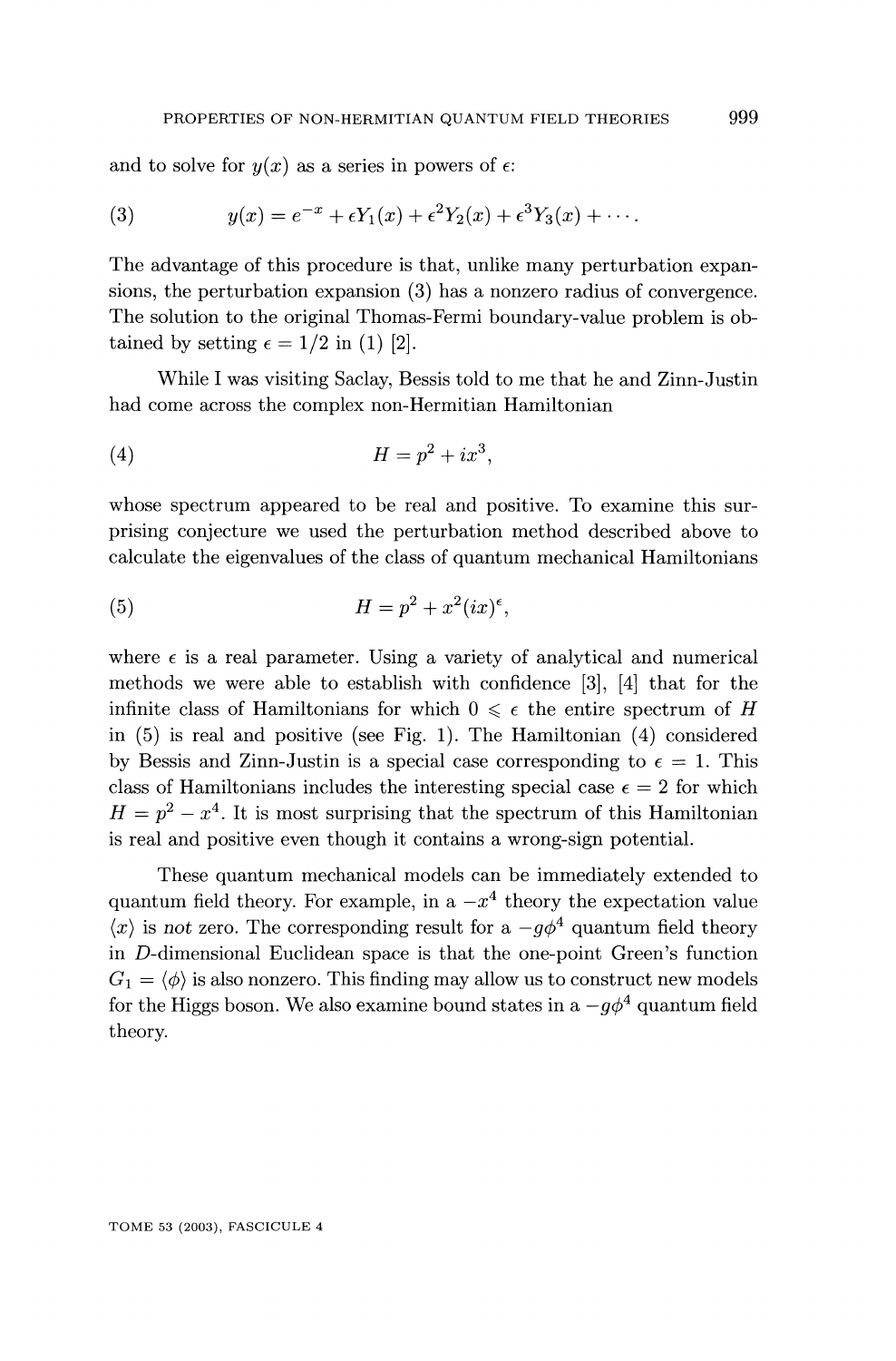and to solve for $y(x)$ as a series in powers of $\epsilon$:

$$y(x) = e^{-x} + \epsilon Y_1(x) + \epsilon^2 Y_2(x) + \epsilon^3 Y_3(x) + \cdots. \tag{3}$$

The advantage of this procedure is that, unlike many perturbation expansions, the perturbation expansion (3) has a nonzero radius of convergence. The solution to the original Thomas-Fermi boundary-value problem is obtained by setting $\epsilon = 1/2$ in (1) [2].

While I was visiting Saclay, Bessis told to me that he and Zinn-Justin had come across the complex non-Hermitian Hamiltonian

$$H = p^2 + ix^3, \tag{4}$$

whose spectrum appeared to be real and positive. To examine this surprising conjecture we used the perturbation method described above to calculate the eigenvalues of the class of quantum mechanical Hamiltonians

$$H = p^2 + x^2(ix)^\epsilon, \tag{5}$$

where $\epsilon$ is a real parameter. Using a variety of analytical and numerical methods we were able to establish with confidence [3], [4] that for the infinite class of Hamiltonians for which $0 \leqslant \epsilon$ the entire spectrum of $H$ in (5) is real and positive (see Fig. 1). The Hamiltonian (4) considered by Bessis and Zinn-Justin is a special case corresponding to $\epsilon = 1$. This class of Hamiltonians includes the interesting special case $\epsilon = 2$ for which $H = p^2 - x^4$. It is most surprising that the spectrum of this Hamiltonian is real and positive even though it contains a wrong-sign potential.

These quantum mechanical models can be immediately extended to quantum field theory. For example, in a $-x^4$ theory the expectation value $\langle x \rangle$ is *not* zero. The corresponding result for a $-g\phi^4$ quantum field theory in $D$-dimensional Euclidean space is that the one-point Green's function $G_1 = \langle \phi \rangle$ is also nonzero. This finding may allow us to construct new models for the Higgs boson. We also examine bound states in a $-g\phi^4$ quantum field theory.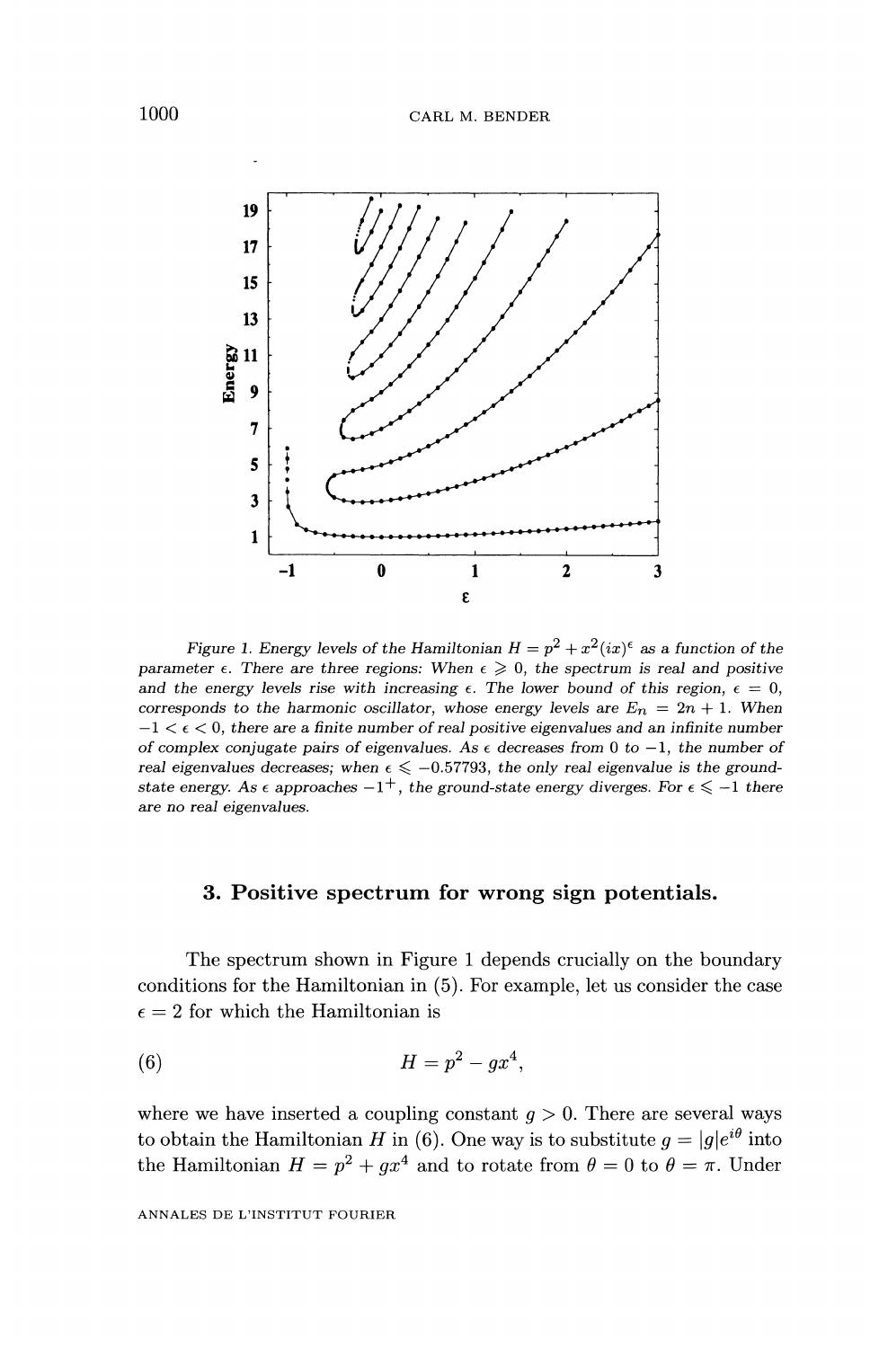Figure 1. Energy levels of the Hamiltonian $H = p^2 + x^2(ix)^\epsilon$ as a function of the parameter $\epsilon$. There are three regions: When $\epsilon \geqslant 0$, the spectrum is real and positive and the energy levels rise with increasing $\epsilon$. The lower bound of this region, $\epsilon = 0$, corresponds to the harmonic oscillator, whose energy levels are $E_n = 2n + 1$. When $-1 < \epsilon < 0$, there are a finite number of real positive eigenvalues and an infinite number of complex conjugate pairs of eigenvalues. As $\epsilon$ decreases from 0 to $-1$, the number of real eigenvalues decreases; when $\epsilon \leqslant -0.57793$, the only real eigenvalue is the ground-state energy. As $\epsilon$ approaches $-1^+$, the ground-state energy diverges. For $\epsilon \leqslant -1$ there are no real eigenvalues.

## 3. Positive spectrum for wrong sign potentials.

The spectrum shown in Figure 1 depends crucially on the boundary conditions for the Hamiltonian in (5). For example, let us consider the case $\epsilon = 2$ for which the Hamiltonian is

$$H = p^2 - gx^4, \tag{6}$$

where we have inserted a coupling constant $g > 0$. There are several ways to obtain the Hamiltonian $H$ in (6). One way is to substitute $g = |g|e^{i\theta}$ into the Hamiltonian $H = p^2 + gx^4$ and to rotate from $\theta = 0$ to $\theta = \pi$. Under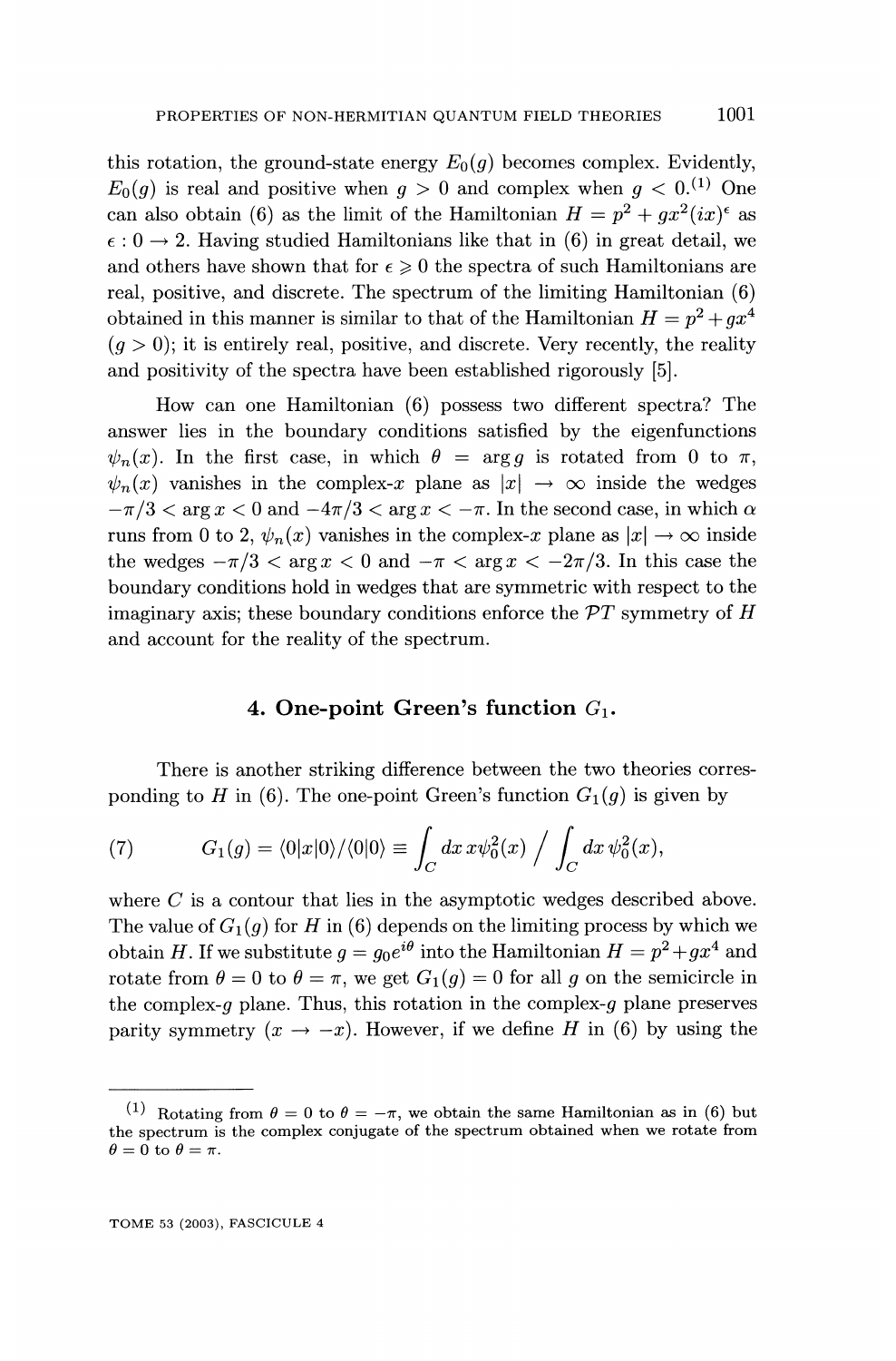this rotation, the ground-state energy $E_0(g)$ becomes complex. Evidently, $E_0(g)$ is real and positive when $g > 0$ and complex when $g < 0$.[(1)] One can also obtain (6) as the limit of the Hamiltonian $H = p^2 + gx^2(ix)^\epsilon$ as $\epsilon : 0 \to 2$. Having studied Hamiltonians like that in (6) in great detail, we and others have shown that for $\epsilon \geqslant 0$ the spectra of such Hamiltonians are real, positive, and discrete. The spectrum of the limiting Hamiltonian (6) obtained in this manner is similar to that of the Hamiltonian $H = p^2 + gx^4$ ($g > 0$); it is entirely real, positive, and discrete. Very recently, the reality and positivity of the spectra have been established rigorously [5].

How can one Hamiltonian (6) possess two different spectra? The answer lies in the boundary conditions satisfied by the eigenfunctions $\psi_n(x)$. In the first case, in which $\theta = \arg g$ is rotated from 0 to $\pi$, $\psi_n(x)$ vanishes in the complex-$x$ plane as $|x| \to \infty$ inside the wedges $-\pi/3 < \arg x < 0$ and $-4\pi/3 < \arg x < -\pi$. In the second case, in which $\alpha$ runs from 0 to 2, $\psi_n(x)$ vanishes in the complex-$x$ plane as $|x| \to \infty$ inside the wedges $-\pi/3 < \arg x < 0$ and $-\pi < \arg x < -2\pi/3$. In this case the boundary conditions hold in wedges that are symmetric with respect to the imaginary axis; these boundary conditions enforce the $\mathcal{PT}$ symmetry of $H$ and account for the reality of the spectrum.

## 4. One-point Green's function $G_1$.

There is another striking difference between the two theories corresponding to $H$ in (6). The one-point Green's function $G_1(g)$ is given by

$$G_1(g) = \langle 0|x|0\rangle / \langle 0|0\rangle \equiv \int_C dx\, x\psi_0^2(x) \Big/ \int_C dx\, \psi_0^2(x), \tag{7}$$

where $C$ is a contour that lies in the asymptotic wedges described above. The value of $G_1(g)$ for $H$ in (6) depends on the limiting process by which we obtain $H$. If we substitute $g = g_0 e^{i\theta}$ into the Hamiltonian $H = p^2 + gx^4$ and rotate from $\theta = 0$ to $\theta = \pi$, we get $G_1(g) = 0$ for all $g$ on the semicircle in the complex-$g$ plane. Thus, this rotation in the complex-$g$ plane preserves parity symmetry ($x \to -x$). However, if we define $H$ in (6) by using the

---

(1) Rotating from $\theta = 0$ to $\theta = -\pi$, we obtain the same Hamiltonian as in (6) but the spectrum is the complex conjugate of the spectrum obtained when we rotate from $\theta = 0$ to $\theta = \pi$.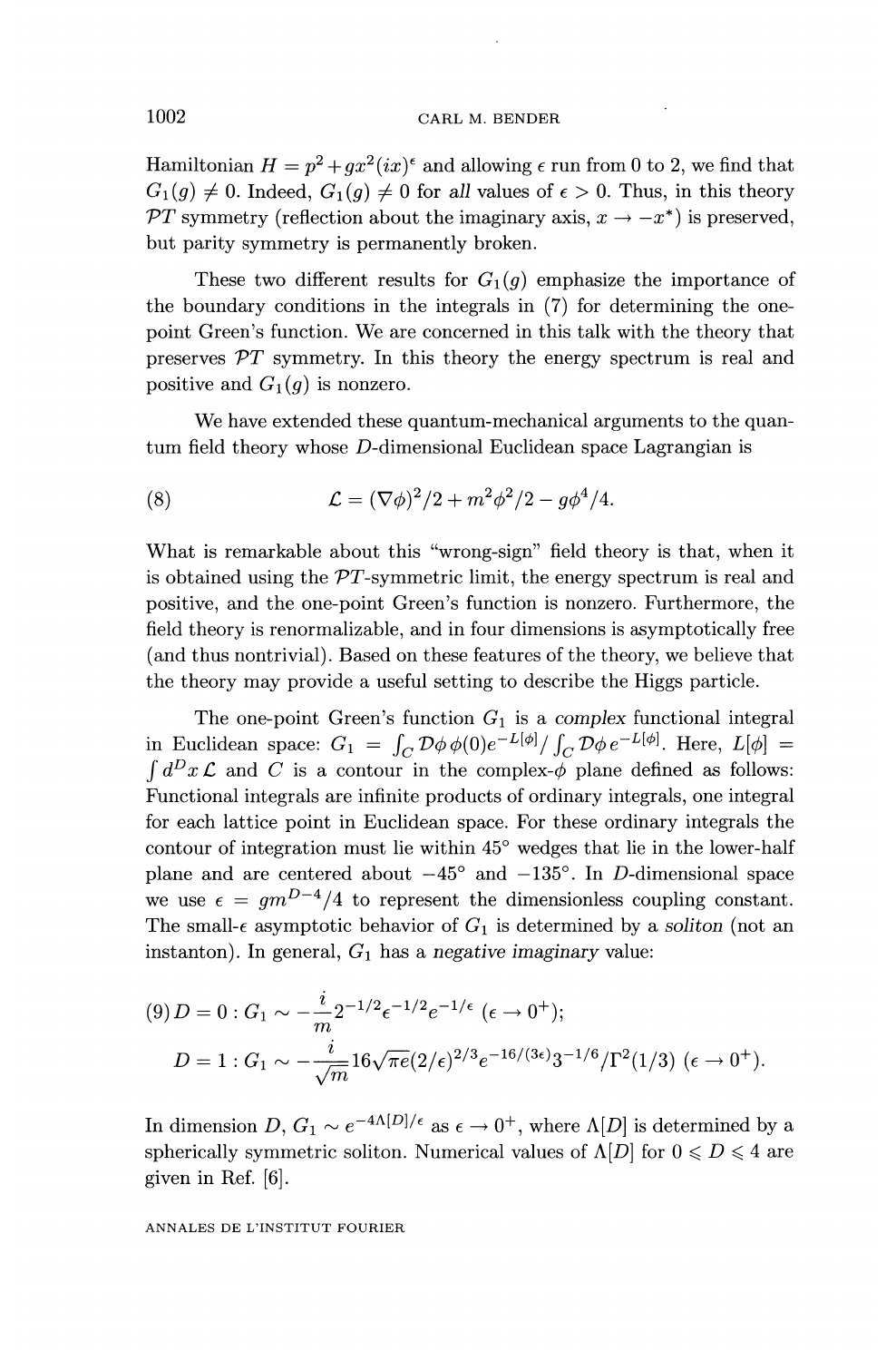Hamiltonian $H = p^2 + gx^2(ix)^\epsilon$ and allowing $\epsilon$ run from 0 to 2, we find that $G_1(g) \neq 0$. Indeed, $G_1(g) \neq 0$ for *all* values of $\epsilon > 0$. Thus, in this theory $\mathcal{PT}$ symmetry (reflection about the imaginary axis, $x \to -x^*$) is preserved, but parity symmetry is permanently broken.

These two different results for $G_1(g)$ emphasize the importance of the boundary conditions in the integrals in (7) for determining the one-point Green's function. We are concerned in this talk with the theory that preserves $\mathcal{PT}$ symmetry. In this theory the energy spectrum is real and positive and $G_1(g)$ is nonzero.

We have extended these quantum-mechanical arguments to the quantum field theory whose $D$-dimensional Euclidean space Lagrangian is

$$\mathcal{L} = (\nabla\phi)^2/2 + m^2\phi^2/2 - g\phi^4/4. \tag{8}$$

What is remarkable about this "wrong-sign" field theory is that, when it is obtained using the $\mathcal{PT}$-symmetric limit, the energy spectrum is real and positive, and the one-point Green's function is nonzero. Furthermore, the field theory is renormalizable, and in four dimensions is asymptotically free (and thus nontrivial). Based on these features of the theory, we believe that the theory may provide a useful setting to describe the Higgs particle.

The one-point Green's function $G_1$ is a *complex* functional integral in Euclidean space: $G_1 = \int_C \mathcal{D}\phi\, \phi(0) e^{-L[\phi]} / \int_C \mathcal{D}\phi\, e^{-L[\phi]}$. Here, $L[\phi] = \int d^Dx\, \mathcal{L}$ and $C$ is a contour in the complex-$\phi$ plane defined as follows: Functional integrals are infinite products of ordinary integrals, one integral for each lattice point in Euclidean space. For these ordinary integrals the contour of integration must lie within 45° wedges that lie in the lower-half plane and are centered about $-45°$ and $-135°$. In $D$-dimensional space we use $\epsilon = gm^{D-4}/4$ to represent the dimensionless coupling constant. The small-$\epsilon$ asymptotic behavior of $G_1$ is determined by a *soliton* (not an instanton). In general, $G_1$ has a *negative imaginary* value:

$$(9)\, D = 0 : G_1 \sim -\frac{i}{m} 2^{-1/2} \epsilon^{-1/2} e^{-1/\epsilon} \ (\epsilon \to 0^+);$$

$$D = 1 : G_1 \sim -\frac{i}{\sqrt{m}} 16\sqrt{\pi e}(2/\epsilon)^{2/3} e^{-16/(3\epsilon)} 3^{-1/6}/\Gamma^2(1/3) \ (\epsilon \to 0^+).$$

In dimension $D$, $G_1 \sim e^{-4\Lambda[D]/\epsilon}$ as $\epsilon \to 0^+$, where $\Lambda[D]$ is determined by a spherically symmetric soliton. Numerical values of $\Lambda[D]$ for $0 \leqslant D \leqslant 4$ are given in Ref. [6].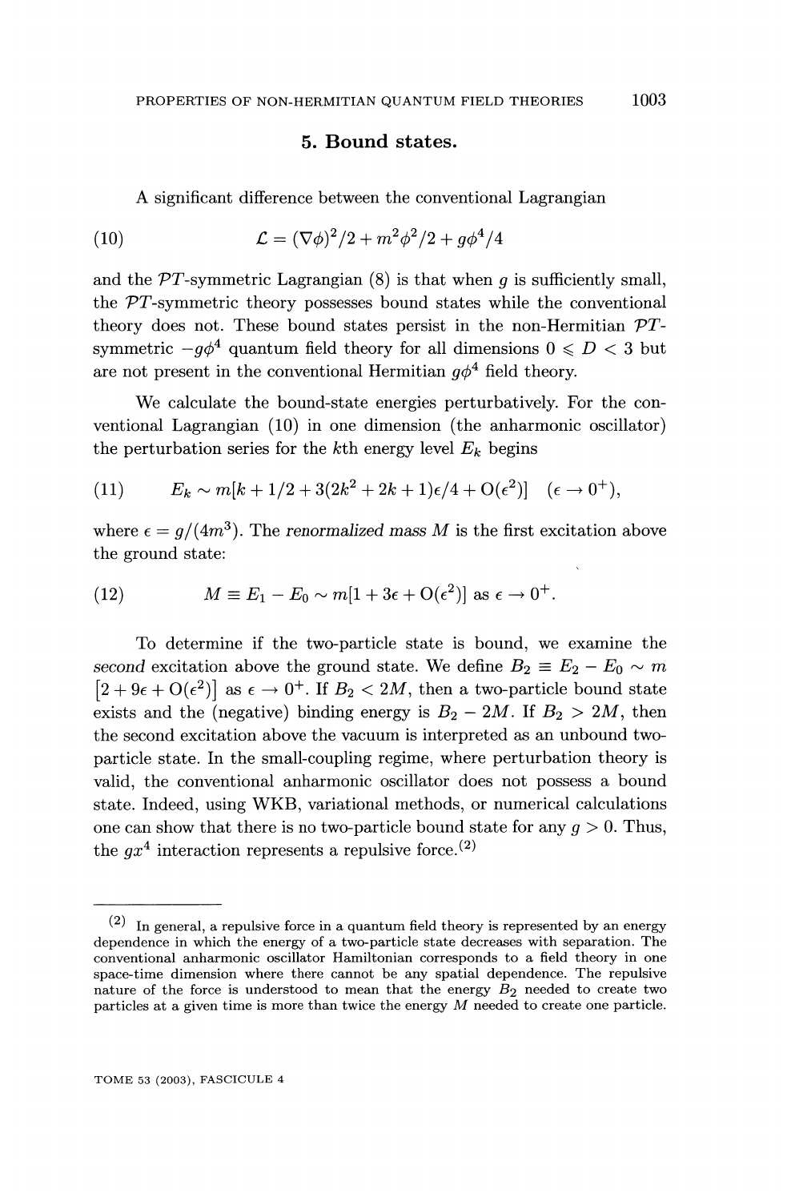## 5. Bound states.

A significant difference between the conventional Lagrangian

$$\mathcal{L} = (\nabla\phi)^2/2 + m^2\phi^2/2 + g\phi^4/4 \tag{10}$$

and the $\mathcal{PT}$-symmetric Lagrangian (8) is that when $g$ is sufficiently small, the $\mathcal{PT}$-symmetric theory possesses bound states while the conventional theory does not. These bound states persist in the non-Hermitian $\mathcal{PT}$-symmetric $-g\phi^4$ quantum field theory for all dimensions $0 \leqslant D < 3$ but are not present in the conventional Hermitian $g\phi^4$ field theory.

We calculate the bound-state energies perturbatively. For the conventional Lagrangian (10) in one dimension (the anharmonic oscillator) the perturbation series for the $k$th energy level $E_k$ begins

$$E_k \sim m[k + 1/2 + 3(2k^2 + 2k + 1)\epsilon/4 + \mathrm{O}(\epsilon^2)] \quad (\epsilon \to 0^+), \tag{11}$$

where $\epsilon = g/(4m^3)$. The *renormalized mass* $M$ is the first excitation above the ground state:

$$M \equiv E_1 - E_0 \sim m[1 + 3\epsilon + \mathrm{O}(\epsilon^2)] \text{ as } \epsilon \to 0^+. \tag{12}$$

To determine if the two-particle state is bound, we examine the *second* excitation above the ground state. We define $B_2 \equiv E_2 - E_0 \sim m\left[2 + 9\epsilon + \mathrm{O}(\epsilon^2)\right]$ as $\epsilon \to 0^+$. If $B_2 < 2M$, then a two-particle bound state exists and the (negative) binding energy is $B_2 - 2M$. If $B_2 > 2M$, then the second excitation above the vacuum is interpreted as an unbound two-particle state. In the small-coupling regime, where perturbation theory is valid, the conventional anharmonic oscillator does not possess a bound state. Indeed, using WKB, variational methods, or numerical calculations one can show that there is no two-particle bound state for any $g > 0$. Thus, the $gx^4$ interaction represents a repulsive force.[(2)]

---

(2) In general, a repulsive force in a quantum field theory is represented by an energy dependence in which the energy of a two-particle state decreases with separation. The conventional anharmonic oscillator Hamiltonian corresponds to a field theory in one space-time dimension where there cannot be any spatial dependence. The repulsive nature of the force is understood to mean that the energy $B_2$ needed to create two particles at a given time is more than twice the energy $M$ needed to create one particle.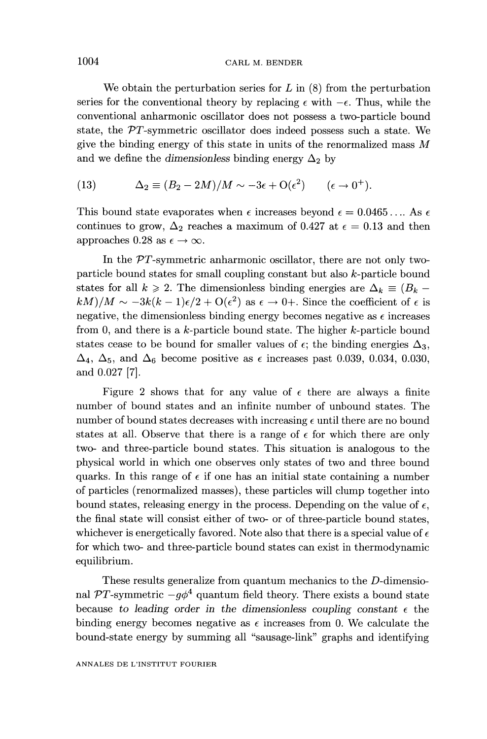We obtain the perturbation series for $L$ in (8) from the perturbation series for the conventional theory by replacing $\epsilon$ with $-\epsilon$. Thus, while the conventional anharmonic oscillator does not possess a two-particle bound state, the $\mathcal{PT}$-symmetric oscillator does indeed possess such a state. We give the binding energy of this state in units of the renormalized mass $M$ and we define the *dimensionless* binding energy $\Delta_2$ by

$$\text{(13)} \qquad \Delta_2 \equiv (B_2 - 2M)/M \sim -3\epsilon + \mathrm{O}(\epsilon^2) \qquad (\epsilon \to 0^+).$$

This bound state evaporates when $\epsilon$ increases beyond $\epsilon = 0.0465\ldots$. As $\epsilon$ continues to grow, $\Delta_2$ reaches a maximum of 0.427 at $\epsilon = 0.13$ and then approaches 0.28 as $\epsilon \to \infty$.

In the $\mathcal{PT}$-symmetric anharmonic oscillator, there are not only two-particle bound states for small coupling constant but also $k$-particle bound states for all $k \geqslant 2$. The dimensionless binding energies are $\Delta_k \equiv (B_k - kM)/M \sim -3k(k-1)\epsilon/2 + \mathrm{O}(\epsilon^2)$ as $\epsilon \to 0+$. Since the coefficient of $\epsilon$ is negative, the dimensionless binding energy becomes negative as $\epsilon$ increases from 0, and there is a $k$-particle bound state. The higher $k$-particle bound states cease to be bound for smaller values of $\epsilon$; the binding energies $\Delta_3$, $\Delta_4$, $\Delta_5$, and $\Delta_6$ become positive as $\epsilon$ increases past 0.039, 0.034, 0.030, and 0.027 [7].

Figure 2 shows that for any value of $\epsilon$ there are always a finite number of bound states and an infinite number of unbound states. The number of bound states decreases with increasing $\epsilon$ until there are no bound states at all. Observe that there is a range of $\epsilon$ for which there are only two- and three-particle bound states. This situation is analogous to the physical world in which one observes only states of two and three bound quarks. In this range of $\epsilon$ if one has an initial state containing a number of particles (renormalized masses), these particles will clump together into bound states, releasing energy in the process. Depending on the value of $\epsilon$, the final state will consist either of two- or of three-particle bound states, whichever is energetically favored. Note also that there is a special value of $\epsilon$ for which two- and three-particle bound states can exist in thermodynamic equilibrium.

These results generalize from quantum mechanics to the $D$-dimensional $\mathcal{PT}$-symmetric $-g\phi^4$ quantum field theory. There exists a bound state because *to leading order in the dimensionless coupling constant* $\epsilon$ the binding energy becomes negative as $\epsilon$ increases from 0. We calculate the bound-state energy by summing all "sausage-link" graphs and identifying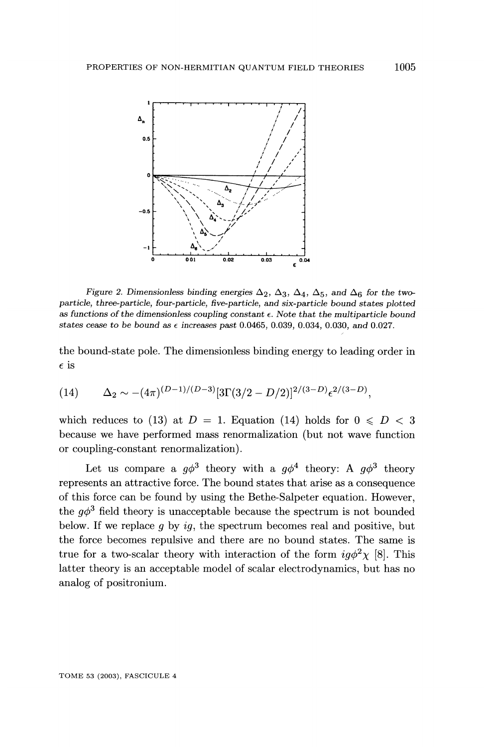Figure 2. Dimensionless binding energies $\Delta_2$, $\Delta_3$, $\Delta_4$, $\Delta_5$, and $\Delta_6$ for the two-particle, three-particle, four-particle, five-particle, and six-particle bound states plotted as functions of the dimensionless coupling constant $\epsilon$. Note that the multiparticle bound states cease to be bound as $\epsilon$ increases past 0.0465, 0.039, 0.034, 0.030, and 0.027.

the bound-state pole. The dimensionless binding energy to leading order in $\epsilon$ is

$$\Delta_2 \sim -(4\pi)^{(D-1)/(D-3)}[3\Gamma(3/2 - D/2)]^{2/(3-D)}\epsilon^{2/(3-D)}, \tag{14}$$

which reduces to (13) at $D = 1$. Equation (14) holds for $0 \leqslant D < 3$ because we have performed mass renormalization (but not wave function or coupling-constant renormalization).

Let us compare a $g\phi^3$ theory with a $g\phi^4$ theory: A $g\phi^3$ theory represents an attractive force. The bound states that arise as a consequence of this force can be found by using the Bethe-Salpeter equation. However, the $g\phi^3$ field theory is unacceptable because the spectrum is not bounded below. If we replace $g$ by $ig$, the spectrum becomes real and positive, but the force becomes repulsive and there are no bound states. The same is true for a two-scalar theory with interaction of the form $ig\phi^2\chi$ [8]. This latter theory is an acceptable model of scalar electrodynamics, but has no analog of positronium.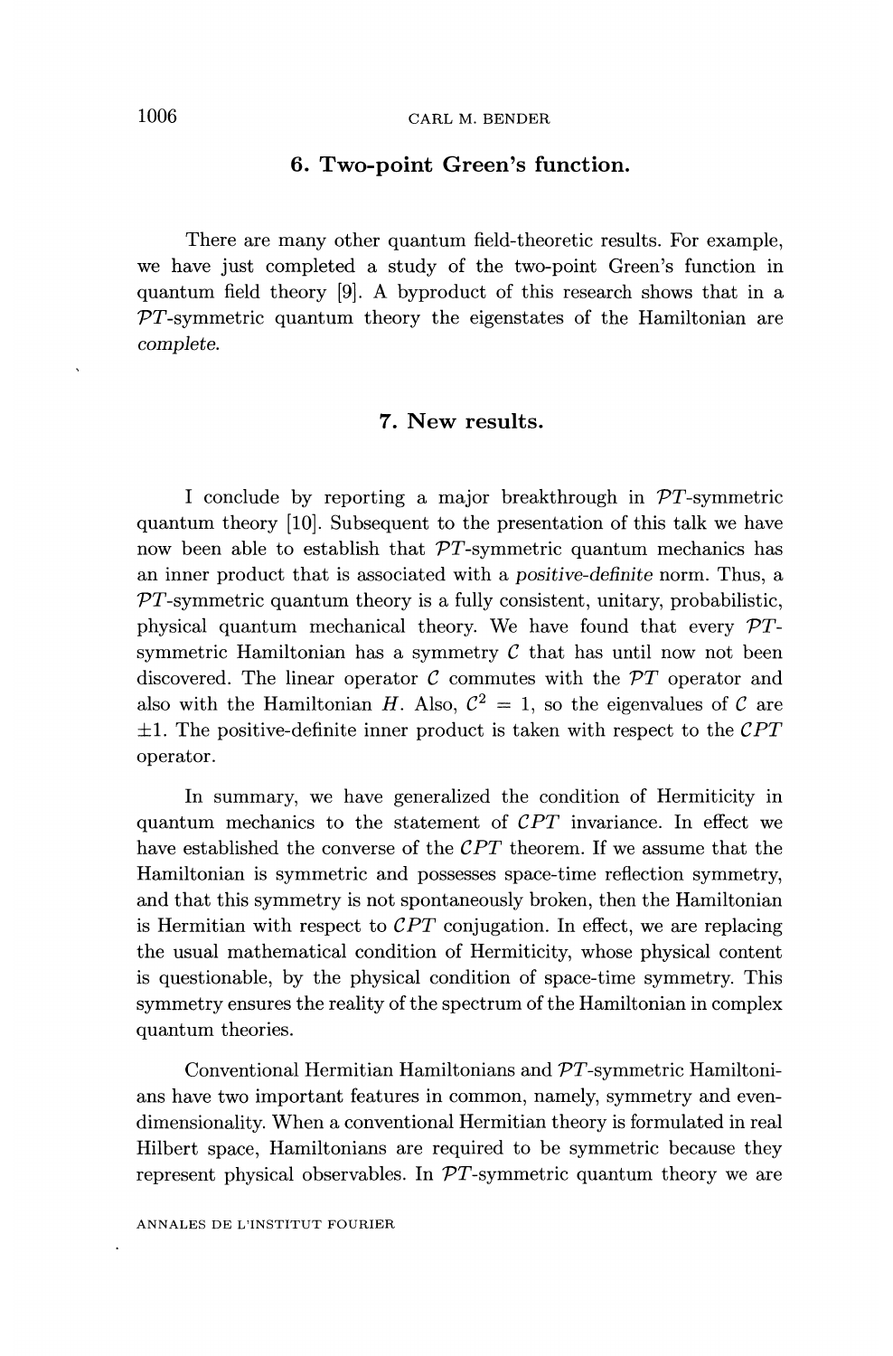## 6. Two-point Green's function.

There are many other quantum field-theoretic results. For example, we have just completed a study of the two-point Green's function in quantum field theory [9]. A byproduct of this research shows that in a $\mathcal{PT}$-symmetric quantum theory the eigenstates of the Hamiltonian are *complete*.

## 7. New results.

I conclude by reporting a major breakthrough in $\mathcal{PT}$-symmetric quantum theory [10]. Subsequent to the presentation of this talk we have now been able to establish that $\mathcal{PT}$-symmetric quantum mechanics has an inner product that is associated with a *positive-definite* norm. Thus, a $\mathcal{PT}$-symmetric quantum theory is a fully consistent, unitary, probabilistic, physical quantum mechanical theory. We have found that every $\mathcal{PT}$-symmetric Hamiltonian has a symmetry $\mathcal{C}$ that has until now not been discovered. The linear operator $\mathcal{C}$ commutes with the $\mathcal{PT}$ operator and also with the Hamiltonian $H$. Also, $\mathcal{C}^2 = 1$, so the eigenvalues of $\mathcal{C}$ are $\pm 1$. The positive-definite inner product is taken with respect to the $\mathcal{CPT}$ operator.

In summary, we have generalized the condition of Hermiticity in quantum mechanics to the statement of $\mathcal{CPT}$ invariance. In effect we have established the converse of the $\mathcal{CPT}$ theorem. If we assume that the Hamiltonian is symmetric and possesses space-time reflection symmetry, and that this symmetry is not spontaneously broken, then the Hamiltonian is Hermitian with respect to $\mathcal{CPT}$ conjugation. In effect, we are replacing the usual mathematical condition of Hermiticity, whose physical content is questionable, by the physical condition of space-time symmetry. This symmetry ensures the reality of the spectrum of the Hamiltonian in complex quantum theories.

Conventional Hermitian Hamiltonians and $\mathcal{PT}$-symmetric Hamiltonians have two important features in common, namely, symmetry and even-dimensionality. When a conventional Hermitian theory is formulated in real Hilbert space, Hamiltonians are required to be symmetric because they represent physical observables. In $\mathcal{PT}$-symmetric quantum theory we are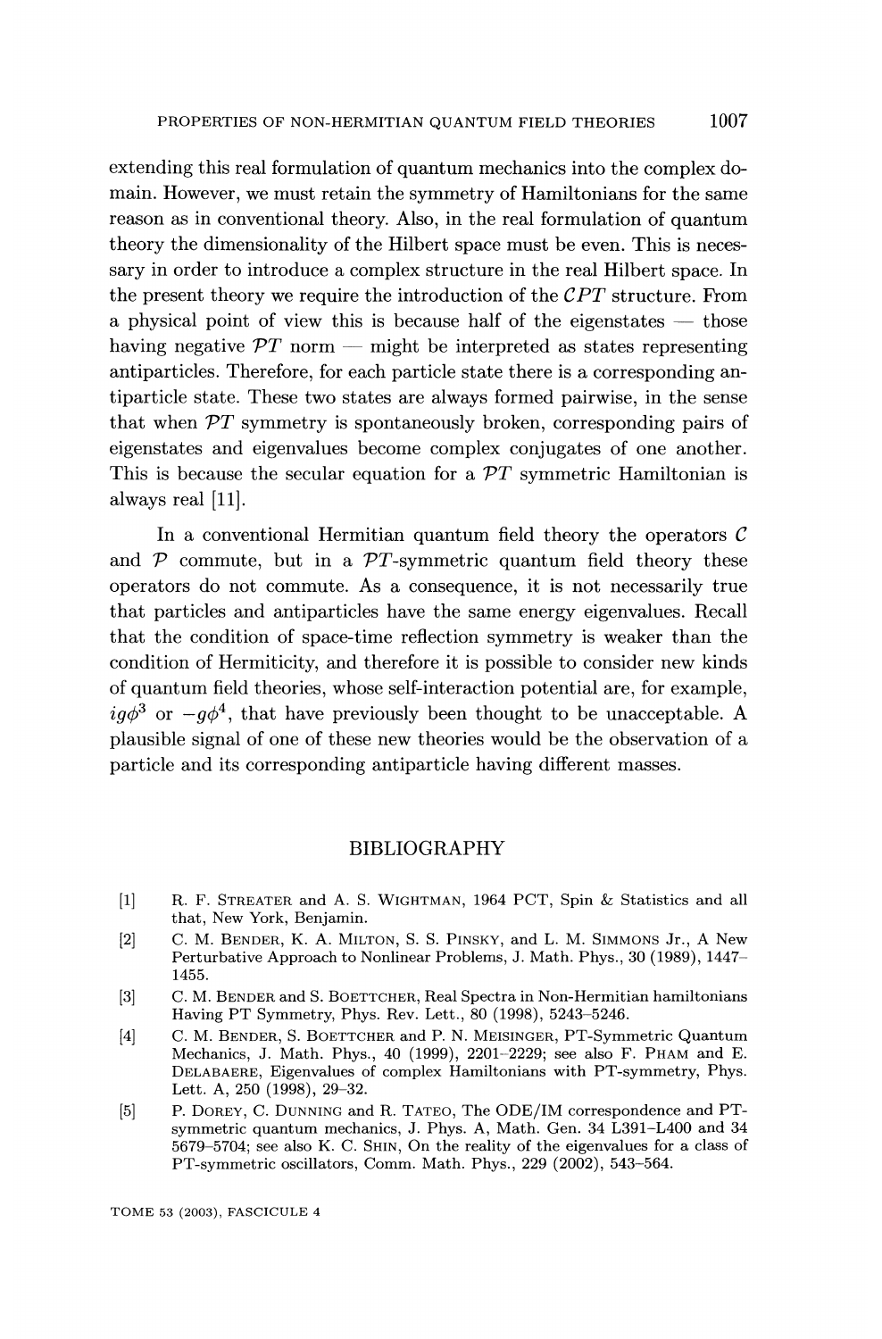extending this real formulation of quantum mechanics into the complex domain. However, we must retain the symmetry of Hamiltonians for the same reason as in conventional theory. Also, in the real formulation of quantum theory the dimensionality of the Hilbert space must be even. This is necessary in order to introduce a complex structure in the real Hilbert space. In the present theory we require the introduction of the $\mathcal{CPT}$ structure. From a physical point of view this is because half of the eigenstates — those having negative $\mathcal{PT}$ norm — might be interpreted as states representing antiparticles. Therefore, for each particle state there is a corresponding antiparticle state. These two states are always formed pairwise, in the sense that when $\mathcal{PT}$ symmetry is spontaneously broken, corresponding pairs of eigenstates and eigenvalues become complex conjugates of one another. This is because the secular equation for a $\mathcal{PT}$ symmetric Hamiltonian is always real [11].

In a conventional Hermitian quantum field theory the operators $\mathcal{C}$ and $\mathcal{P}$ commute, but in a $\mathcal{PT}$-symmetric quantum field theory these operators do not commute. As a consequence, it is not necessarily true that particles and antiparticles have the same energy eigenvalues. Recall that the condition of space-time reflection symmetry is weaker than the condition of Hermiticity, and therefore it is possible to consider new kinds of quantum field theories, whose self-interaction potential are, for example, $ig\phi^3$ or $-g\phi^4$, that have previously been thought to be unacceptable. A plausible signal of one of these new theories would be the observation of a particle and its corresponding antiparticle having different masses.

## BIBLIOGRAPHY

[1] R. F. Streater and A. S. Wightman, 1964 PCT, Spin & Statistics and all that, New York, Benjamin.

[2] C. M. Bender, K. A. Milton, S. S. Pinsky, and L. M. Simmons Jr., A New Perturbative Approach to Nonlinear Problems, J. Math. Phys., 30 (1989), 1447–1455.

[3] C. M. Bender and S. Boettcher, Real Spectra in Non-Hermitian hamiltonians Having PT Symmetry, Phys. Rev. Lett., 80 (1998), 5243–5246.

[4] C. M. Bender, S. Boettcher and P. N. Meisinger, PT-Symmetric Quantum Mechanics, J. Math. Phys., 40 (1999), 2201–2229; see also F. Pham and E. Delabaere, Eigenvalues of complex Hamiltonians with PT-symmetry, Phys. Lett. A, 250 (1998), 29–32.

[5] P. Dorey, C. Dunning and R. Tateo, The ODE/IM correspondence and PT-symmetric quantum mechanics, J. Phys. A, Math. Gen. 34 L391–L400 and 34 5679–5704; see also K. C. Shin, On the reality of the eigenvalues for a class of PT-symmetric oscillators, Comm. Math. Phys., 229 (2002), 543–564.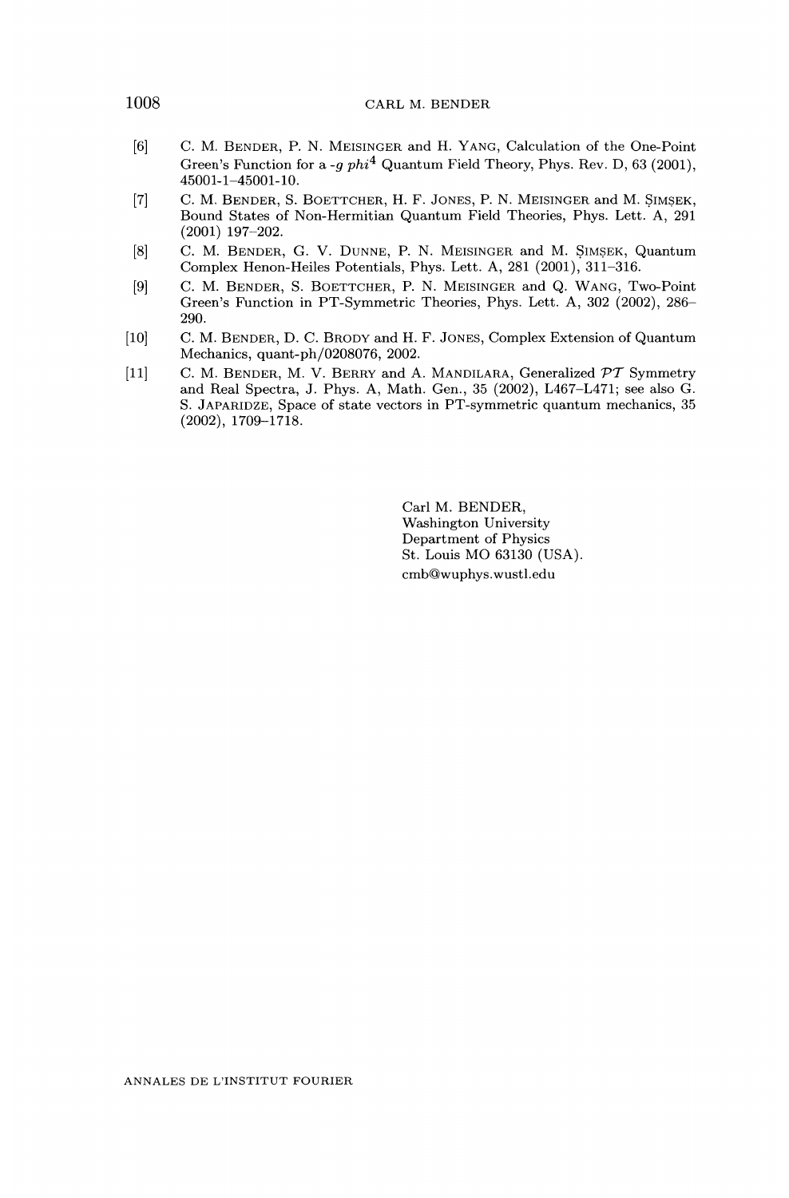[6] C. M. BENDER, P. N. MEISINGER and H. YANG, Calculation of the One-Point Green's Function for a -$g$ $phi^4$ Quantum Field Theory, Phys. Rev. D, 63 (2001), 45001-1–45001-10.

[7] C. M. BENDER, S. BOETTCHER, H. F. JONES, P. N. MEISINGER and M. ŞIMŞEK, Bound States of Non-Hermitian Quantum Field Theories, Phys. Lett. A, 291 (2001) 197–202.

[8] C. M. BENDER, G. V. DUNNE, P. N. MEISINGER and M. ŞIMŞEK, Quantum Complex Henon-Heiles Potentials, Phys. Lett. A, 281 (2001), 311–316.

[9] C. M. BENDER, S. BOETTCHER, P. N. MEISINGER and Q. WANG, Two-Point Green's Function in PT-Symmetric Theories, Phys. Lett. A, 302 (2002), 286–290.

[10] C. M. BENDER, D. C. BRODY and H. F. JONES, Complex Extension of Quantum Mechanics, quant-ph/0208076, 2002.

[11] C. M. BENDER, M. V. BERRY and A. MANDILARA, Generalized $\mathcal{PT}$ Symmetry and Real Spectra, J. Phys. A, Math. Gen., 35 (2002), L467–L471; see also G. S. JAPARIDZE, Space of state vectors in PT-symmetric quantum mechanics, 35 (2002), 1709–1718.

Carl M. BENDER,
Washington University
Department of Physics
St. Louis MO 63130 (USA).
cmb@wuphys.wustl.edu